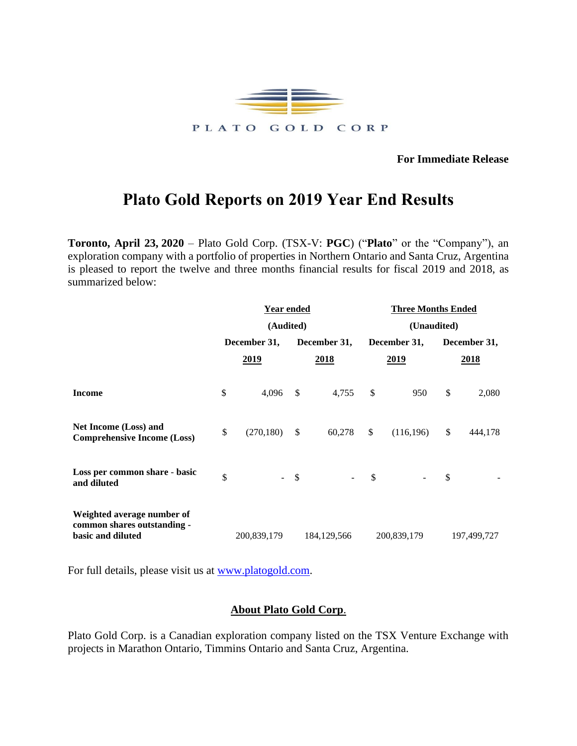PLATO GOLD CORP

**For Immediate Release**

# Plato Gold Reports on 2019 Year End Results

**Toronto, April 23, 2020** – Plato Gold Corp. (TSX-V: **PGC**) ("**Plato**" or the "Company"), an exploration company with a portfolio of properties in Northern Ontario and Santa Cruz, Argentina is pleased to report the twelve and three months financial results for fiscal 2019 and 2018, as summarized below:

| | Year ended (Audited) | | Three Months Ended (Unaudited) | |
|---|---|---|---|---|
| | December 31, 2019 | December 31, 2018 | December 31, 2019 | December 31, 2018 |
| **Income** | $ 4,096 | $ 4,755 | $ 950 | $ 2,080 |
| **Net Income (Loss) and Comprehensive Income (Loss)** | $ (270,180) | $ 60,278 | $ (116,196) | $ 444,178 |
| **Loss per common share - basic and diluted** | $ - | $ - | $ - | $ - |
| **Weighted average number of common shares outstanding - basic and diluted** | 200,839,179 | 184,129,566 | 200,839,179 | 197,499,727 |

For full details, please visit us at www.platogold.com.

## About Plato Gold Corp.

Plato Gold Corp. is a Canadian exploration company listed on the TSX Venture Exchange with projects in Marathon Ontario, Timmins Ontario and Santa Cruz, Argentina.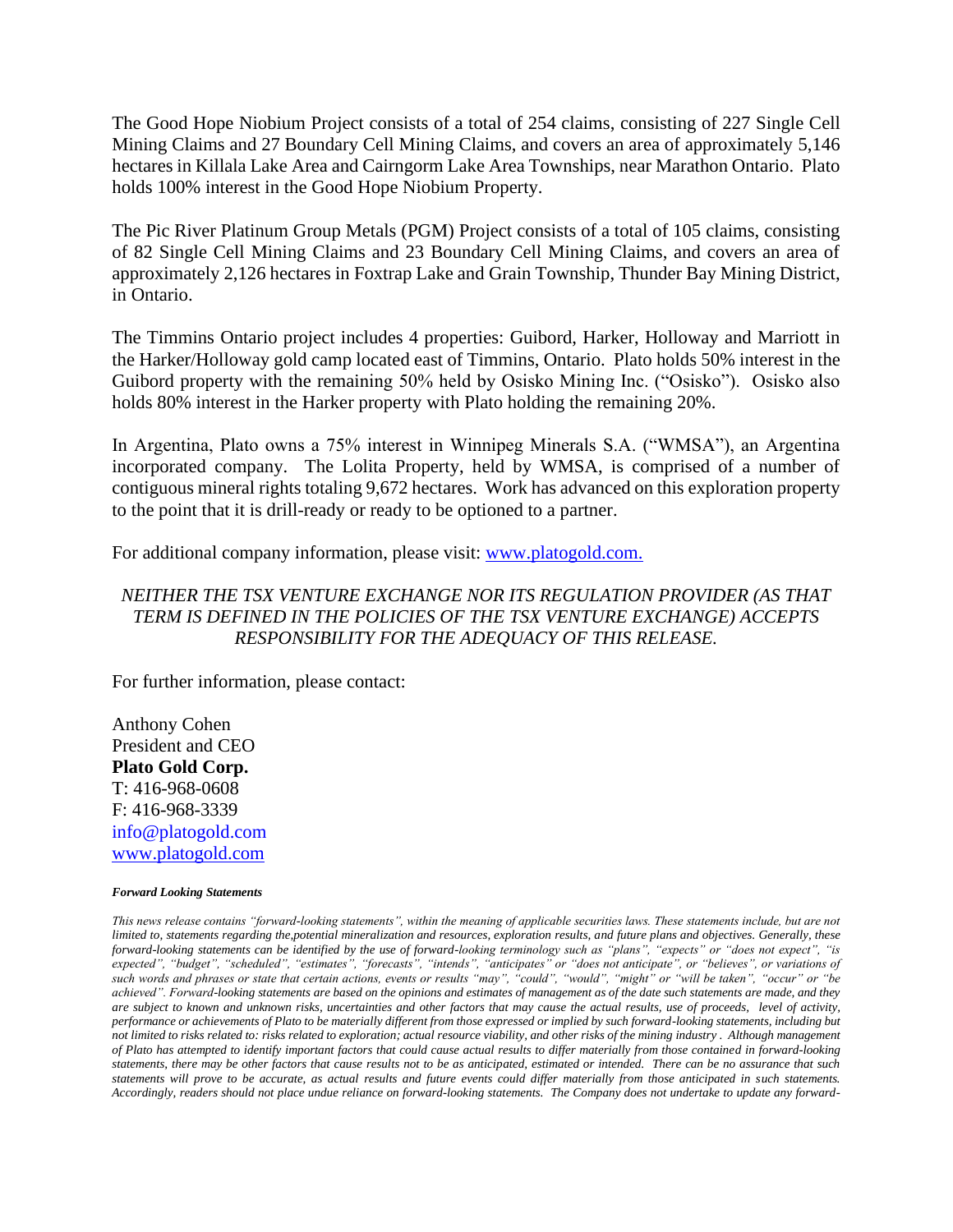The Good Hope Niobium Project consists of a total of 254 claims, consisting of 227 Single Cell Mining Claims and 27 Boundary Cell Mining Claims, and covers an area of approximately 5,146 hectares in Killala Lake Area and Cairngorm Lake Area Townships, near Marathon Ontario. Plato holds 100% interest in the Good Hope Niobium Property.

The Pic River Platinum Group Metals (PGM) Project consists of a total of 105 claims, consisting of 82 Single Cell Mining Claims and 23 Boundary Cell Mining Claims, and covers an area of approximately 2,126 hectares in Foxtrap Lake and Grain Township, Thunder Bay Mining District, in Ontario.

The Timmins Ontario project includes 4 properties: Guibord, Harker, Holloway and Marriott in the Harker/Holloway gold camp located east of Timmins, Ontario. Plato holds 50% interest in the Guibord property with the remaining 50% held by Osisko Mining Inc. ("Osisko"). Osisko also holds 80% interest in the Harker property with Plato holding the remaining 20%.

In Argentina, Plato owns a 75% interest in Winnipeg Minerals S.A. ("WMSA"), an Argentina incorporated company. The Lolita Property, held by WMSA, is comprised of a number of contiguous mineral rights totaling 9,672 hectares. Work has advanced on this exploration property to the point that it is drill-ready or ready to be optioned to a partner.

For additional company information, please visit: [www.platogold.com.](http://www.platogold.com)

*NEITHER THE TSX VENTURE EXCHANGE NOR ITS REGULATION PROVIDER (AS THAT TERM IS DEFINED IN THE POLICIES OF THE TSX VENTURE EXCHANGE) ACCEPTS RESPONSIBILITY FOR THE ADEQUACY OF THIS RELEASE.*

For further information, please contact:

Anthony Cohen
President and CEO
**Plato Gold Corp.**
T: 416-968-0608
F: 416-968-3339
info@platogold.com
[www.platogold.com](http://www.platogold.com)

***Forward Looking Statements***

*This news release contains "forward-looking statements", within the meaning of applicable securities laws. These statements include, but are not limited to, statements regarding the,potential mineralization and resources, exploration results, and future plans and objectives. Generally, these forward-looking statements can be identified by the use of forward-looking terminology such as "plans", "expects" or "does not expect", "is expected", "budget", "scheduled", "estimates", "forecasts", "intends", "anticipates" or "does not anticipate", or "believes", or variations of such words and phrases or state that certain actions, events or results "may", "could", "would", "might" or "will be taken", "occur" or "be achieved". Forward-looking statements are based on the opinions and estimates of management as of the date such statements are made, and they are subject to known and unknown risks, uncertainties and other factors that may cause the actual results, use of proceeds, level of activity, performance or achievements of Plato to be materially different from those expressed or implied by such forward-looking statements, including but not limited to risks related to: risks related to exploration; actual resource viability, and other risks of the mining industry . Although management of Plato has attempted to identify important factors that could cause actual results to differ materially from those contained in forward-looking statements, there may be other factors that cause results not to be as anticipated, estimated or intended. There can be no assurance that such statements will prove to be accurate, as actual results and future events could differ materially from those anticipated in such statements. Accordingly, readers should not place undue reliance on forward-looking statements. The Company does not undertake to update any forward-*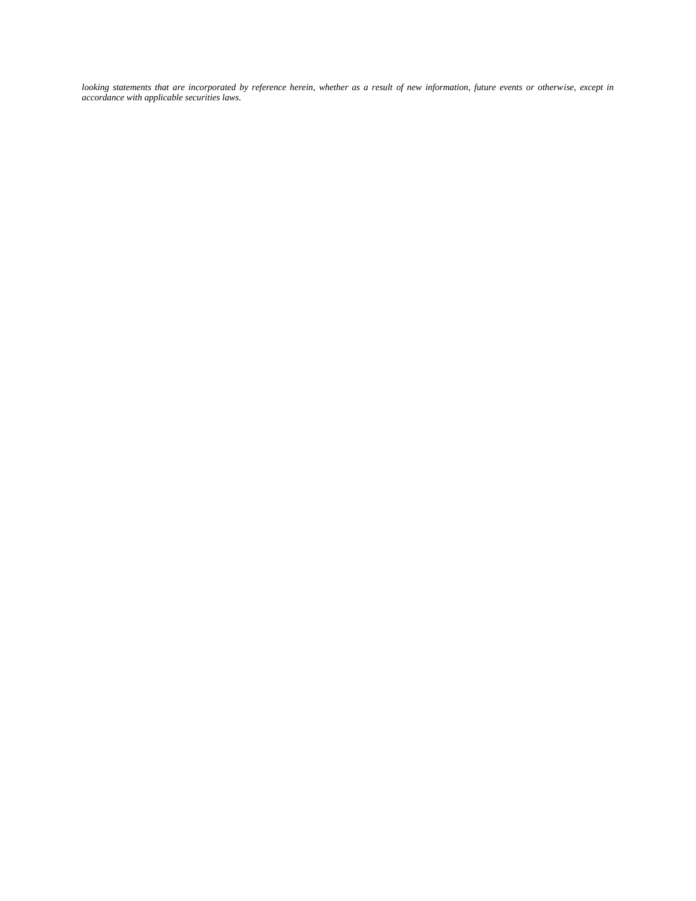*looking statements that are incorporated by reference herein, whether as a result of new information, future events or otherwise, except in accordance with applicable securities laws.*